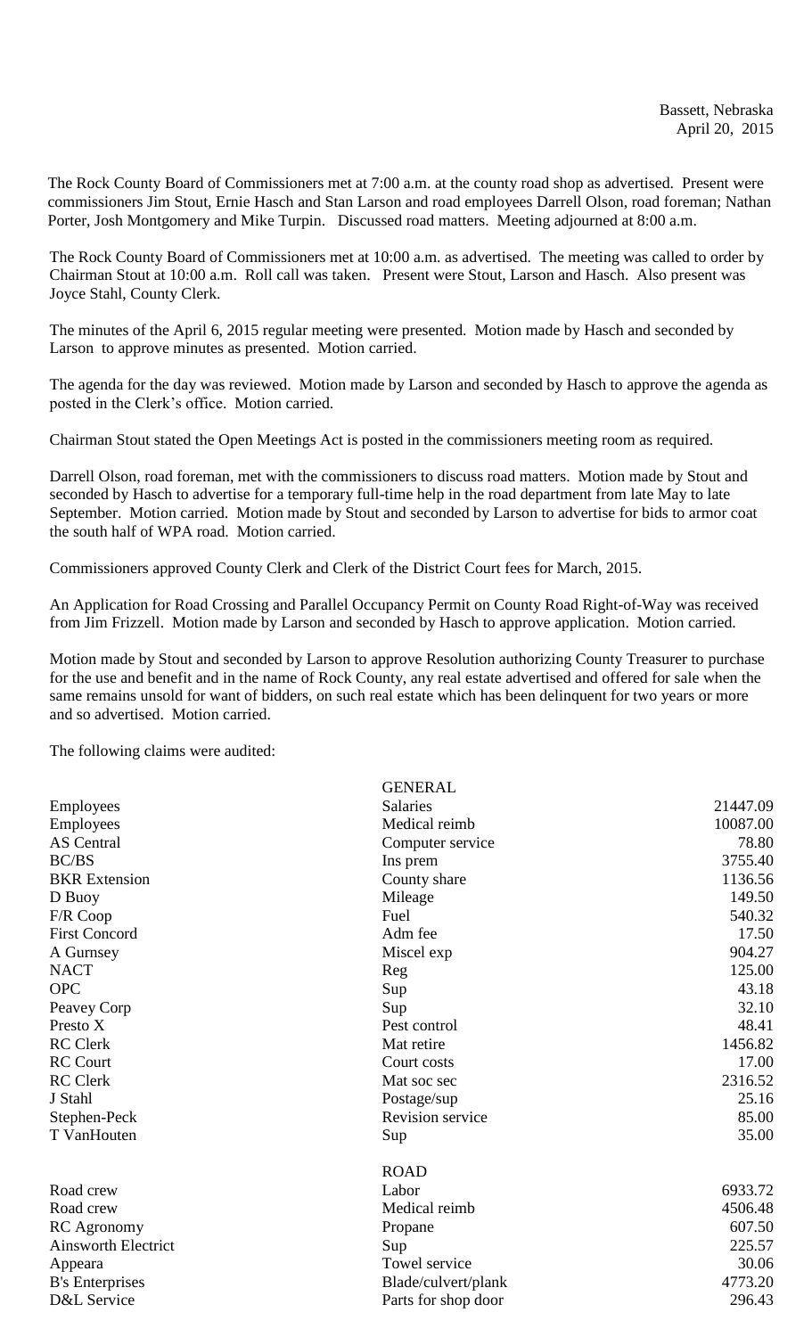Bassett, Nebraska
April 20, 2015

The Rock County Board of Commissioners met at 7:00 a.m. at the county road shop as advertised. Present were commissioners Jim Stout, Ernie Hasch and Stan Larson and road employees Darrell Olson, road foreman; Nathan Porter, Josh Montgomery and Mike Turpin. Discussed road matters. Meeting adjourned at 8:00 a.m.

The Rock County Board of Commissioners met at 10:00 a.m. as advertised. The meeting was called to order by Chairman Stout at 10:00 a.m. Roll call was taken. Present were Stout, Larson and Hasch. Also present was Joyce Stahl, County Clerk.

The minutes of the April 6, 2015 regular meeting were presented. Motion made by Hasch and seconded by Larson to approve minutes as presented. Motion carried.

The agenda for the day was reviewed. Motion made by Larson and seconded by Hasch to approve the agenda as posted in the Clerk's office. Motion carried.

Chairman Stout stated the Open Meetings Act is posted in the commissioners meeting room as required.

Darrell Olson, road foreman, met with the commissioners to discuss road matters. Motion made by Stout and seconded by Hasch to advertise for a temporary full-time help in the road department from late May to late September. Motion carried. Motion made by Stout and seconded by Larson to advertise for bids to armor coat the south half of WPA road. Motion carried.

Commissioners approved County Clerk and Clerk of the District Court fees for March, 2015.

An Application for Road Crossing and Parallel Occupancy Permit on County Road Right-of-Way was received from Jim Frizzell. Motion made by Larson and seconded by Hasch to approve application. Motion carried.

Motion made by Stout and seconded by Larson to approve Resolution authorizing County Treasurer to purchase for the use and benefit and in the name of Rock County, any real estate advertised and offered for sale when the same remains unsold for want of bidders, on such real estate which has been delinquent for two years or more and so advertised. Motion carried.

The following claims were audited:

| | GENERAL | |
|---|---|---|
| Employees | Salaries | 21447.09 |
| Employees | Medical reimb | 10087.00 |
| AS Central | Computer service | 78.80 |
| BC/BS | Ins prem | 3755.40 |
| BKR Extension | County share | 1136.56 |
| D Buoy | Mileage | 149.50 |
| F/R Coop | Fuel | 540.32 |
| First Concord | Adm fee | 17.50 |
| A Gurnsey | Miscel exp | 904.27 |
| NACT | Reg | 125.00 |
| OPC | Sup | 43.18 |
| Peavey Corp | Sup | 32.10 |
| Presto X | Pest control | 48.41 |
| RC Clerk | Mat retire | 1456.82 |
| RC Court | Court costs | 17.00 |
| RC Clerk | Mat soc sec | 2316.52 |
| J Stahl | Postage/sup | 25.16 |
| Stephen-Peck | Revision service | 85.00 |
| T VanHouten | Sup | 35.00 |
| | ROAD | |
| Road crew | Labor | 6933.72 |
| Road crew | Medical reimb | 4506.48 |
| RC Agronomy | Propane | 607.50 |
| Ainsworth Electrict | Sup | 225.57 |
| Appeara | Towel service | 30.06 |
| B's Enterprises | Blade/culvert/plank | 4773.20 |
| D&L Service | Parts for shop door | 296.43 |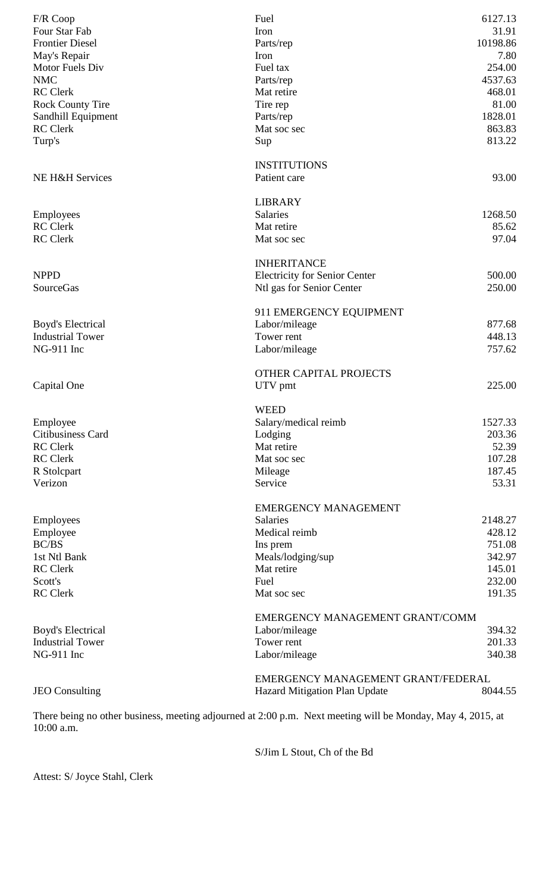| | | |
|---|---|---|
| F/R Coop | Fuel | 6127.13 |
| Four Star Fab | Iron | 31.91 |
| Frontier Diesel | Parts/rep | 10198.86 |
| May's Repair | Iron | 7.80 |
| Motor Fuels Div | Fuel tax | 254.00 |
| NMC | Parts/rep | 4537.63 |
| RC Clerk | Mat retire | 468.01 |
| Rock County Tire | Tire rep | 81.00 |
| Sandhill Equipment | Parts/rep | 1828.01 |
| RC Clerk | Mat soc sec | 863.83 |
| Turp's | Sup | 813.22 |
| | INSTITUTIONS | |
| NE H&H Services | Patient care | 93.00 |
| | LIBRARY | |
| Employees | Salaries | 1268.50 |
| RC Clerk | Mat retire | 85.62 |
| RC Clerk | Mat soc sec | 97.04 |
| | INHERITANCE | |
| NPPD | Electricity for Senior Center | 500.00 |
| SourceGas | Ntl gas for Senior Center | 250.00 |
| | 911 EMERGENCY EQUIPMENT | |
| Boyd's Electrical | Labor/mileage | 877.68 |
| Industrial Tower | Tower rent | 448.13 |
| NG-911 Inc | Labor/mileage | 757.62 |
| | OTHER CAPITAL PROJECTS | |
| Capital One | UTV pmt | 225.00 |
| | WEED | |
| Employee | Salary/medical reimb | 1527.33 |
| Citibusiness Card | Lodging | 203.36 |
| RC Clerk | Mat retire | 52.39 |
| RC Clerk | Mat soc sec | 107.28 |
| R Stolcpart | Mileage | 187.45 |
| Verizon | Service | 53.31 |
| | EMERGENCY MANAGEMENT | |
| Employees | Salaries | 2148.27 |
| Employee | Medical reimb | 428.12 |
| BC/BS | Ins prem | 751.08 |
| 1st Ntl Bank | Meals/lodging/sup | 342.97 |
| RC Clerk | Mat retire | 145.01 |
| Scott's | Fuel | 232.00 |
| RC Clerk | Mat soc sec | 191.35 |
| | EMERGENCY MANAGEMENT GRANT/COMM | |
| Boyd's Electrical | Labor/mileage | 394.32 |
| Industrial Tower | Tower rent | 201.33 |
| NG-911 Inc | Labor/mileage | 340.38 |
| | EMERGENCY MANAGEMENT GRANT/FEDERAL | |
| JEO Consulting | Hazard Mitigation Plan Update | 8044.55 |

There being no other business, meeting adjourned at 2:00 p.m. Next meeting will be Monday, May 4, 2015, at 10:00 a.m.

S/Jim L Stout, Ch of the Bd

Attest: S/ Joyce Stahl, Clerk